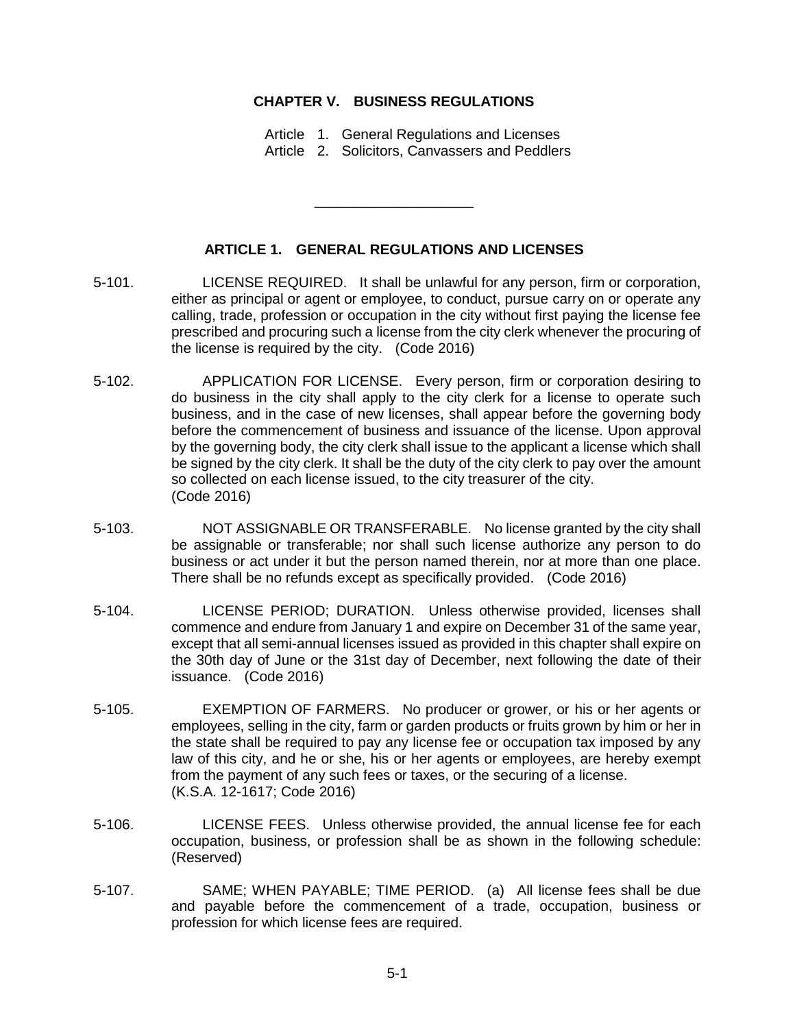# CHAPTER V. BUSINESS REGULATIONS

Article 1. General Regulations and Licenses
Article 2. Solicitors, Canvassers and Peddlers

---

## ARTICLE 1. GENERAL REGULATIONS AND LICENSES

5-101. LICENSE REQUIRED. It shall be unlawful for any person, firm or corporation, either as principal or agent or employee, to conduct, pursue carry on or operate any calling, trade, profession or occupation in the city without first paying the license fee prescribed and procuring such a license from the city clerk whenever the procuring of the license is required by the city. (Code 2016)

5-102. APPLICATION FOR LICENSE. Every person, firm or corporation desiring to do business in the city shall apply to the city clerk for a license to operate such business, and in the case of new licenses, shall appear before the governing body before the commencement of business and issuance of the license. Upon approval by the governing body, the city clerk shall issue to the applicant a license which shall be signed by the city clerk. It shall be the duty of the city clerk to pay over the amount so collected on each license issued, to the city treasurer of the city.
(Code 2016)

5-103. NOT ASSIGNABLE OR TRANSFERABLE. No license granted by the city shall be assignable or transferable; nor shall such license authorize any person to do business or act under it but the person named therein, nor at more than one place. There shall be no refunds except as specifically provided. (Code 2016)

5-104. LICENSE PERIOD; DURATION. Unless otherwise provided, licenses shall commence and endure from January 1 and expire on December 31 of the same year, except that all semi-annual licenses issued as provided in this chapter shall expire on the 30th day of June or the 31st day of December, next following the date of their issuance. (Code 2016)

5-105. EXEMPTION OF FARMERS. No producer or grower, or his or her agents or employees, selling in the city, farm or garden products or fruits grown by him or her in the state shall be required to pay any license fee or occupation tax imposed by any law of this city, and he or she, his or her agents or employees, are hereby exempt from the payment of any such fees or taxes, or the securing of a license.
(K.S.A. 12-1617; Code 2016)

5-106. LICENSE FEES. Unless otherwise provided, the annual license fee for each occupation, business, or profession shall be as shown in the following schedule: (Reserved)

5-107. SAME; WHEN PAYABLE; TIME PERIOD. (a) All license fees shall be due and payable before the commencement of a trade, occupation, business or profession for which license fees are required.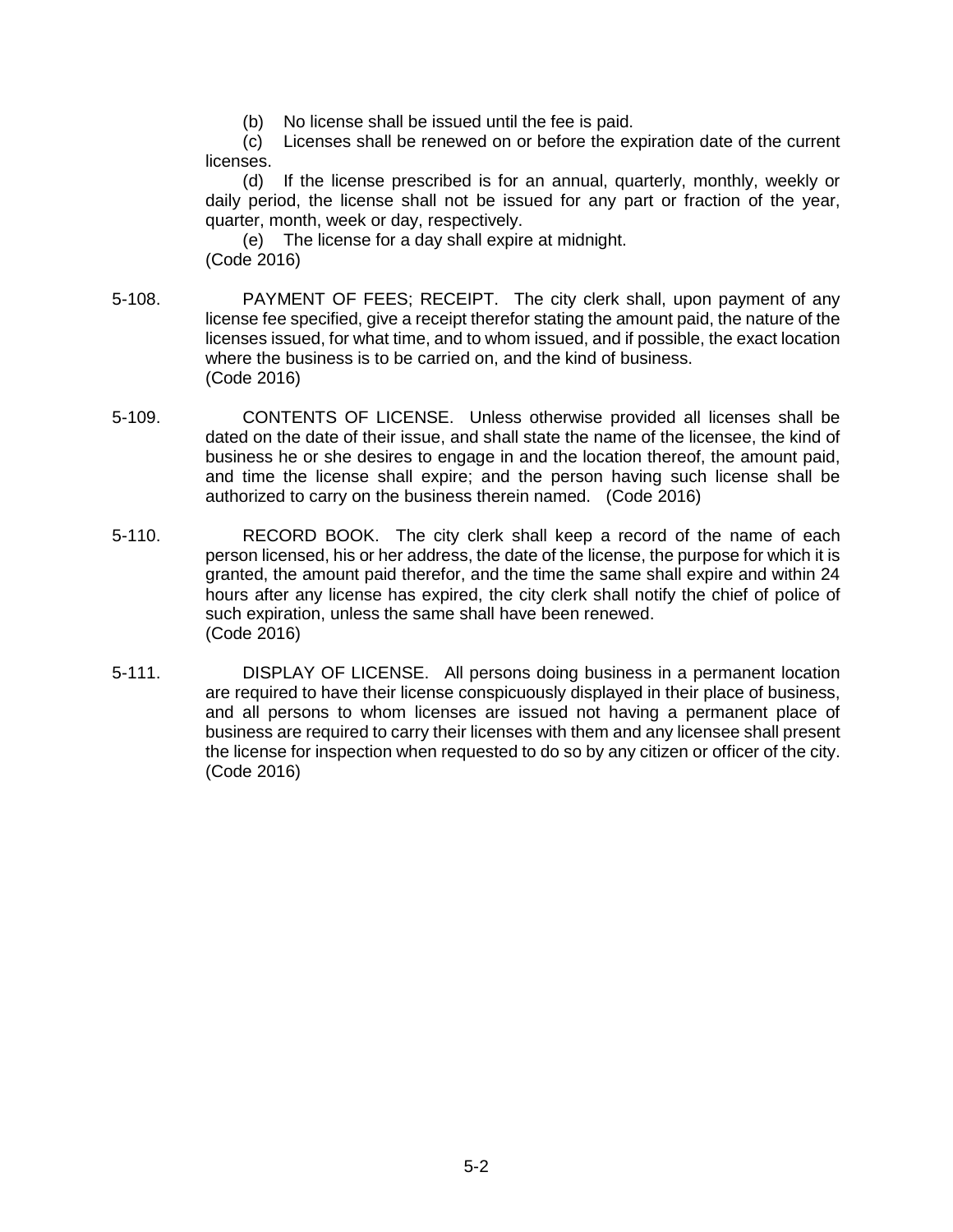(b) No license shall be issued until the fee is paid.

(c) Licenses shall be renewed on or before the expiration date of the current licenses.

(d) If the license prescribed is for an annual, quarterly, monthly, weekly or daily period, the license shall not be issued for any part or fraction of the year, quarter, month, week or day, respectively.

(e) The license for a day shall expire at midnight.

(Code 2016)

5-108. PAYMENT OF FEES; RECEIPT. The city clerk shall, upon payment of any license fee specified, give a receipt therefor stating the amount paid, the nature of the licenses issued, for what time, and to whom issued, and if possible, the exact location where the business is to be carried on, and the kind of business. (Code 2016)

5-109. CONTENTS OF LICENSE. Unless otherwise provided all licenses shall be dated on the date of their issue, and shall state the name of the licensee, the kind of business he or she desires to engage in and the location thereof, the amount paid, and time the license shall expire; and the person having such license shall be authorized to carry on the business therein named. (Code 2016)

5-110. RECORD BOOK. The city clerk shall keep a record of the name of each person licensed, his or her address, the date of the license, the purpose for which it is granted, the amount paid therefor, and the time the same shall expire and within 24 hours after any license has expired, the city clerk shall notify the chief of police of such expiration, unless the same shall have been renewed. (Code 2016)

5-111. DISPLAY OF LICENSE. All persons doing business in a permanent location are required to have their license conspicuously displayed in their place of business, and all persons to whom licenses are issued not having a permanent place of business are required to carry their licenses with them and any licensee shall present the license for inspection when requested to do so by any citizen or officer of the city. (Code 2016)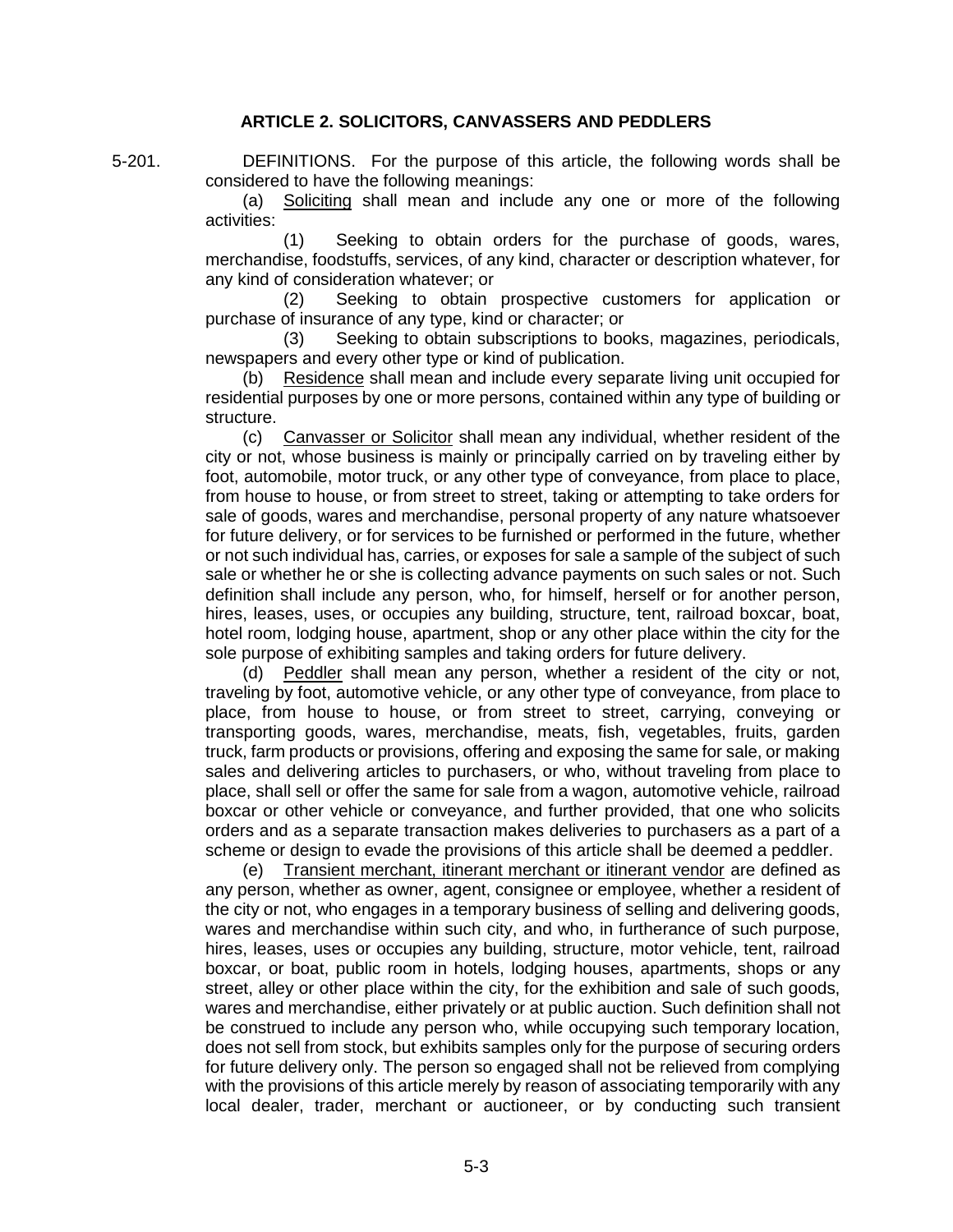## ARTICLE 2. SOLICITORS, CANVASSERS AND PEDDLERS

5-201. DEFINITIONS. For the purpose of this article, the following words shall be considered to have the following meanings:

(a) Soliciting shall mean and include any one or more of the following activities:

(1) Seeking to obtain orders for the purchase of goods, wares, merchandise, foodstuffs, services, of any kind, character or description whatever, for any kind of consideration whatever; or

(2) Seeking to obtain prospective customers for application or purchase of insurance of any type, kind or character; or

(3) Seeking to obtain subscriptions to books, magazines, periodicals, newspapers and every other type or kind of publication.

(b) Residence shall mean and include every separate living unit occupied for residential purposes by one or more persons, contained within any type of building or structure.

(c) Canvasser or Solicitor shall mean any individual, whether resident of the city or not, whose business is mainly or principally carried on by traveling either by foot, automobile, motor truck, or any other type of conveyance, from place to place, from house to house, or from street to street, taking or attempting to take orders for sale of goods, wares and merchandise, personal property of any nature whatsoever for future delivery, or for services to be furnished or performed in the future, whether or not such individual has, carries, or exposes for sale a sample of the subject of such sale or whether he or she is collecting advance payments on such sales or not. Such definition shall include any person, who, for himself, herself or for another person, hires, leases, uses, or occupies any building, structure, tent, railroad boxcar, boat, hotel room, lodging house, apartment, shop or any other place within the city for the sole purpose of exhibiting samples and taking orders for future delivery.

(d) Peddler shall mean any person, whether a resident of the city or not, traveling by foot, automotive vehicle, or any other type of conveyance, from place to place, from house to house, or from street to street, carrying, conveying or transporting goods, wares, merchandise, meats, fish, vegetables, fruits, garden truck, farm products or provisions, offering and exposing the same for sale, or making sales and delivering articles to purchasers, or who, without traveling from place to place, shall sell or offer the same for sale from a wagon, automotive vehicle, railroad boxcar or other vehicle or conveyance, and further provided, that one who solicits orders and as a separate transaction makes deliveries to purchasers as a part of a scheme or design to evade the provisions of this article shall be deemed a peddler.

(e) Transient merchant, itinerant merchant or itinerant vendor are defined as any person, whether as owner, agent, consignee or employee, whether a resident of the city or not, who engages in a temporary business of selling and delivering goods, wares and merchandise within such city, and who, in furtherance of such purpose, hires, leases, uses or occupies any building, structure, motor vehicle, tent, railroad boxcar, or boat, public room in hotels, lodging houses, apartments, shops or any street, alley or other place within the city, for the exhibition and sale of such goods, wares and merchandise, either privately or at public auction. Such definition shall not be construed to include any person who, while occupying such temporary location, does not sell from stock, but exhibits samples only for the purpose of securing orders for future delivery only. The person so engaged shall not be relieved from complying with the provisions of this article merely by reason of associating temporarily with any local dealer, trader, merchant or auctioneer, or by conducting such transient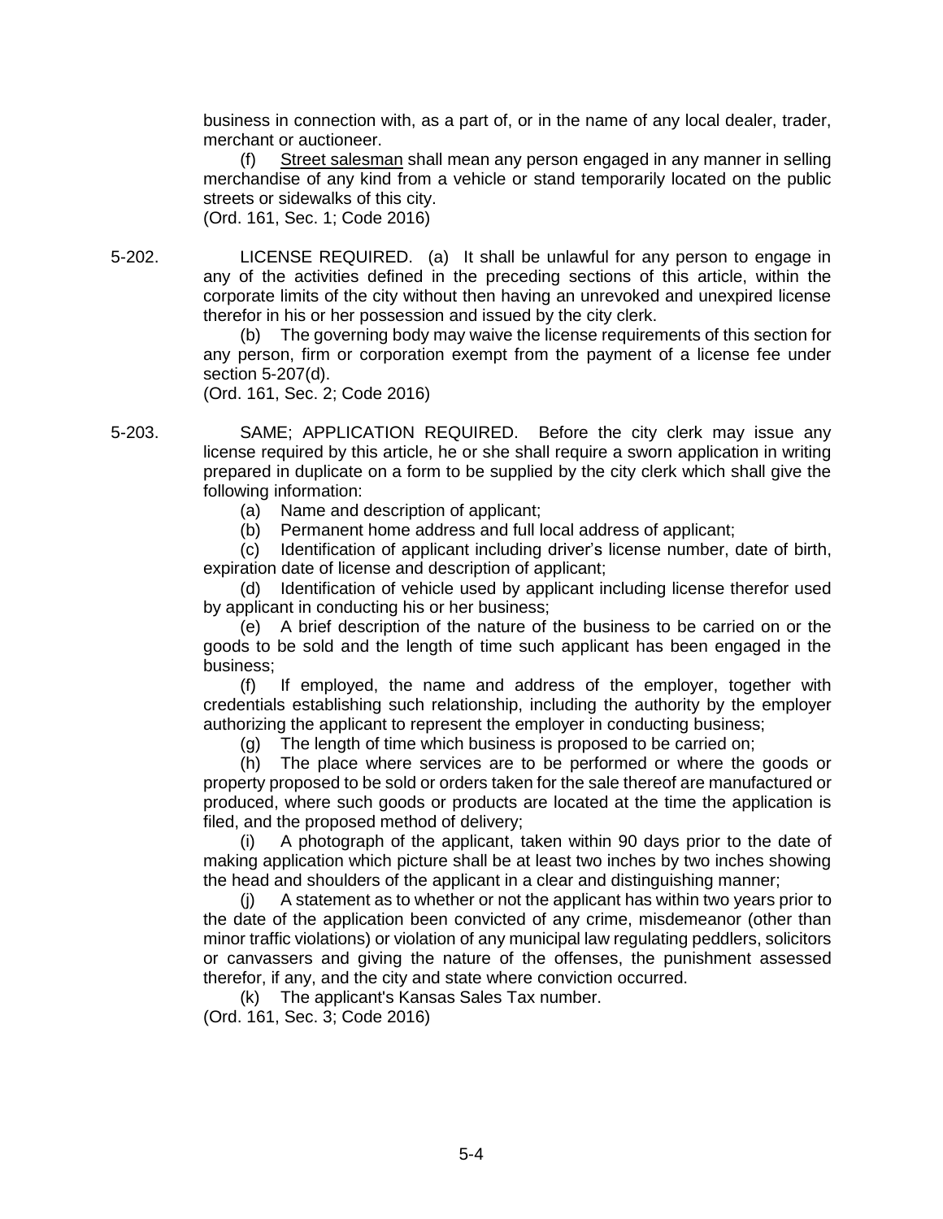business in connection with, as a part of, or in the name of any local dealer, trader, merchant or auctioneer.

(f) Street salesman shall mean any person engaged in any manner in selling merchandise of any kind from a vehicle or stand temporarily located on the public streets or sidewalks of this city.
(Ord. 161, Sec. 1; Code 2016)

5-202. LICENSE REQUIRED. (a) It shall be unlawful for any person to engage in any of the activities defined in the preceding sections of this article, within the corporate limits of the city without then having an unrevoked and unexpired license therefor in his or her possession and issued by the city clerk.

(b) The governing body may waive the license requirements of this section for any person, firm or corporation exempt from the payment of a license fee under section 5-207(d).
(Ord. 161, Sec. 2; Code 2016)

5-203. SAME; APPLICATION REQUIRED. Before the city clerk may issue any license required by this article, he or she shall require a sworn application in writing prepared in duplicate on a form to be supplied by the city clerk which shall give the following information:

(a) Name and description of applicant;

(b) Permanent home address and full local address of applicant;

(c) Identification of applicant including driver's license number, date of birth, expiration date of license and description of applicant;

(d) Identification of vehicle used by applicant including license therefor used by applicant in conducting his or her business;

(e) A brief description of the nature of the business to be carried on or the goods to be sold and the length of time such applicant has been engaged in the business;

(f) If employed, the name and address of the employer, together with credentials establishing such relationship, including the authority by the employer authorizing the applicant to represent the employer in conducting business;

(g) The length of time which business is proposed to be carried on;

(h) The place where services are to be performed or where the goods or property proposed to be sold or orders taken for the sale thereof are manufactured or produced, where such goods or products are located at the time the application is filed, and the proposed method of delivery;

(i) A photograph of the applicant, taken within 90 days prior to the date of making application which picture shall be at least two inches by two inches showing the head and shoulders of the applicant in a clear and distinguishing manner;

(j) A statement as to whether or not the applicant has within two years prior to the date of the application been convicted of any crime, misdemeanor (other than minor traffic violations) or violation of any municipal law regulating peddlers, solicitors or canvassers and giving the nature of the offenses, the punishment assessed therefor, if any, and the city and state where conviction occurred.

(k) The applicant's Kansas Sales Tax number.
(Ord. 161, Sec. 3; Code 2016)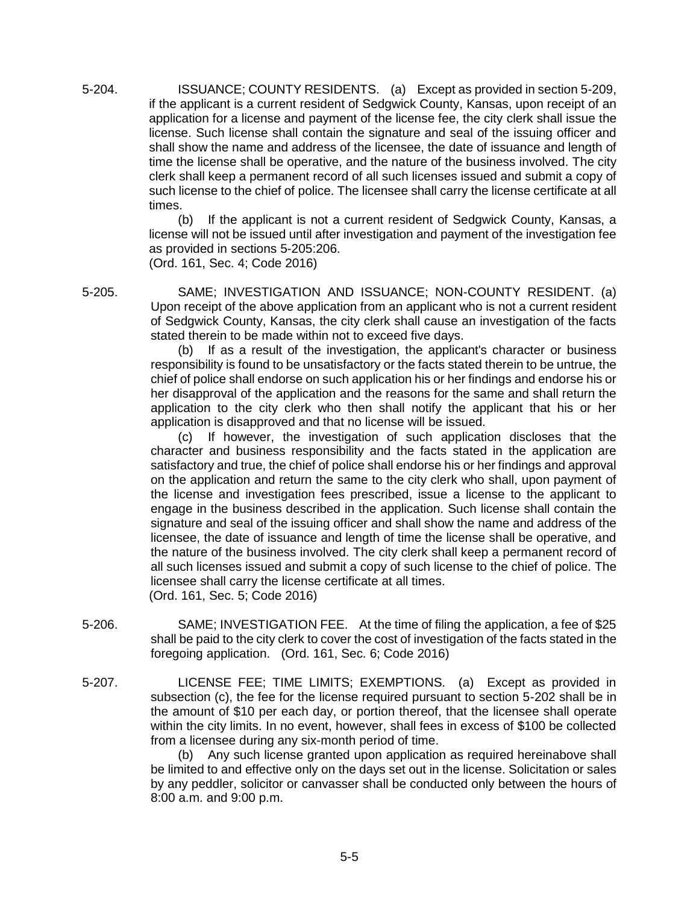5-204. ISSUANCE; COUNTY RESIDENTS. (a) Except as provided in section 5-209, if the applicant is a current resident of Sedgwick County, Kansas, upon receipt of an application for a license and payment of the license fee, the city clerk shall issue the license. Such license shall contain the signature and seal of the issuing officer and shall show the name and address of the licensee, the date of issuance and length of time the license shall be operative, and the nature of the business involved. The city clerk shall keep a permanent record of all such licenses issued and submit a copy of such license to the chief of police. The licensee shall carry the license certificate at all times.

(b) If the applicant is not a current resident of Sedgwick County, Kansas, a license will not be issued until after investigation and payment of the investigation fee as provided in sections 5-205:206.

(Ord. 161, Sec. 4; Code 2016)

5-205. SAME; INVESTIGATION AND ISSUANCE; NON-COUNTY RESIDENT. (a) Upon receipt of the above application from an applicant who is not a current resident of Sedgwick County, Kansas, the city clerk shall cause an investigation of the facts stated therein to be made within not to exceed five days.

(b) If as a result of the investigation, the applicant's character or business responsibility is found to be unsatisfactory or the facts stated therein to be untrue, the chief of police shall endorse on such application his or her findings and endorse his or her disapproval of the application and the reasons for the same and shall return the application to the city clerk who then shall notify the applicant that his or her application is disapproved and that no license will be issued.

(c) If however, the investigation of such application discloses that the character and business responsibility and the facts stated in the application are satisfactory and true, the chief of police shall endorse his or her findings and approval on the application and return the same to the city clerk who shall, upon payment of the license and investigation fees prescribed, issue a license to the applicant to engage in the business described in the application. Such license shall contain the signature and seal of the issuing officer and shall show the name and address of the licensee, the date of issuance and length of time the license shall be operative, and the nature of the business involved. The city clerk shall keep a permanent record of all such licenses issued and submit a copy of such license to the chief of police. The licensee shall carry the license certificate at all times.

(Ord. 161, Sec. 5; Code 2016)

5-206. SAME; INVESTIGATION FEE. At the time of filing the application, a fee of $25 shall be paid to the city clerk to cover the cost of investigation of the facts stated in the foregoing application. (Ord. 161, Sec. 6; Code 2016)

5-207. LICENSE FEE; TIME LIMITS; EXEMPTIONS. (a) Except as provided in subsection (c), the fee for the license required pursuant to section 5-202 shall be in the amount of $10 per each day, or portion thereof, that the licensee shall operate within the city limits. In no event, however, shall fees in excess of $100 be collected from a licensee during any six-month period of time.

(b) Any such license granted upon application as required hereinabove shall be limited to and effective only on the days set out in the license. Solicitation or sales by any peddler, solicitor or canvasser shall be conducted only between the hours of 8:00 a.m. and 9:00 p.m.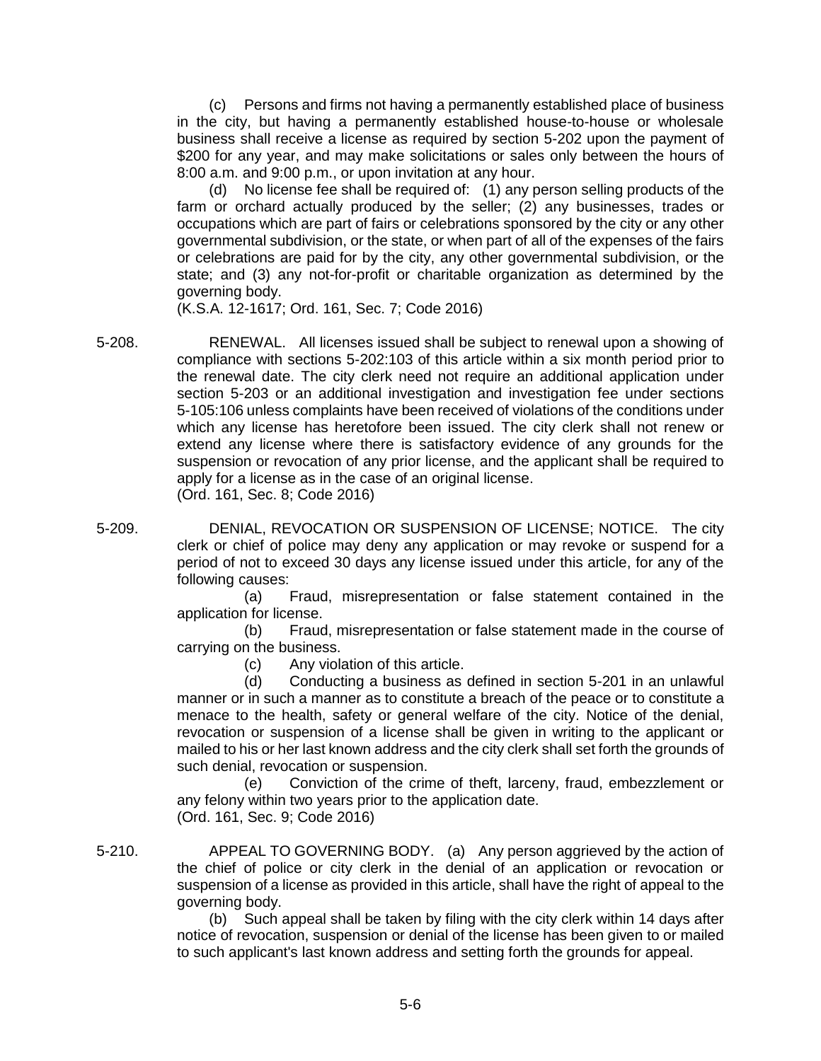(c) Persons and firms not having a permanently established place of business in the city, but having a permanently established house-to-house or wholesale business shall receive a license as required by section 5-202 upon the payment of $200 for any year, and may make solicitations or sales only between the hours of 8:00 a.m. and 9:00 p.m., or upon invitation at any hour.

(d) No license fee shall be required of: (1) any person selling products of the farm or orchard actually produced by the seller; (2) any businesses, trades or occupations which are part of fairs or celebrations sponsored by the city or any other governmental subdivision, or the state, or when part of all of the expenses of the fairs or celebrations are paid for by the city, any other governmental subdivision, or the state; and (3) any not-for-profit or charitable organization as determined by the governing body.

(K.S.A. 12-1617; Ord. 161, Sec. 7; Code 2016)

5-208. RENEWAL. All licenses issued shall be subject to renewal upon a showing of compliance with sections 5-202:103 of this article within a six month period prior to the renewal date. The city clerk need not require an additional application under section 5-203 or an additional investigation and investigation fee under sections 5-105:106 unless complaints have been received of violations of the conditions under which any license has heretofore been issued. The city clerk shall not renew or extend any license where there is satisfactory evidence of any grounds for the suspension or revocation of any prior license, and the applicant shall be required to apply for a license as in the case of an original license.

(Ord. 161, Sec. 8; Code 2016)

5-209. DENIAL, REVOCATION OR SUSPENSION OF LICENSE; NOTICE. The city clerk or chief of police may deny any application or may revoke or suspend for a period of not to exceed 30 days any license issued under this article, for any of the following causes:

(a) Fraud, misrepresentation or false statement contained in the application for license.

(b) Fraud, misrepresentation or false statement made in the course of carrying on the business.

(c) Any violation of this article.

(d) Conducting a business as defined in section 5-201 in an unlawful manner or in such a manner as to constitute a breach of the peace or to constitute a menace to the health, safety or general welfare of the city. Notice of the denial, revocation or suspension of a license shall be given in writing to the applicant or mailed to his or her last known address and the city clerk shall set forth the grounds of such denial, revocation or suspension.

(e) Conviction of the crime of theft, larceny, fraud, embezzlement or any felony within two years prior to the application date.

(Ord. 161, Sec. 9; Code 2016)

5-210. APPEAL TO GOVERNING BODY. (a) Any person aggrieved by the action of the chief of police or city clerk in the denial of an application or revocation or suspension of a license as provided in this article, shall have the right of appeal to the governing body.

(b) Such appeal shall be taken by filing with the city clerk within 14 days after notice of revocation, suspension or denial of the license has been given to or mailed to such applicant's last known address and setting forth the grounds for appeal.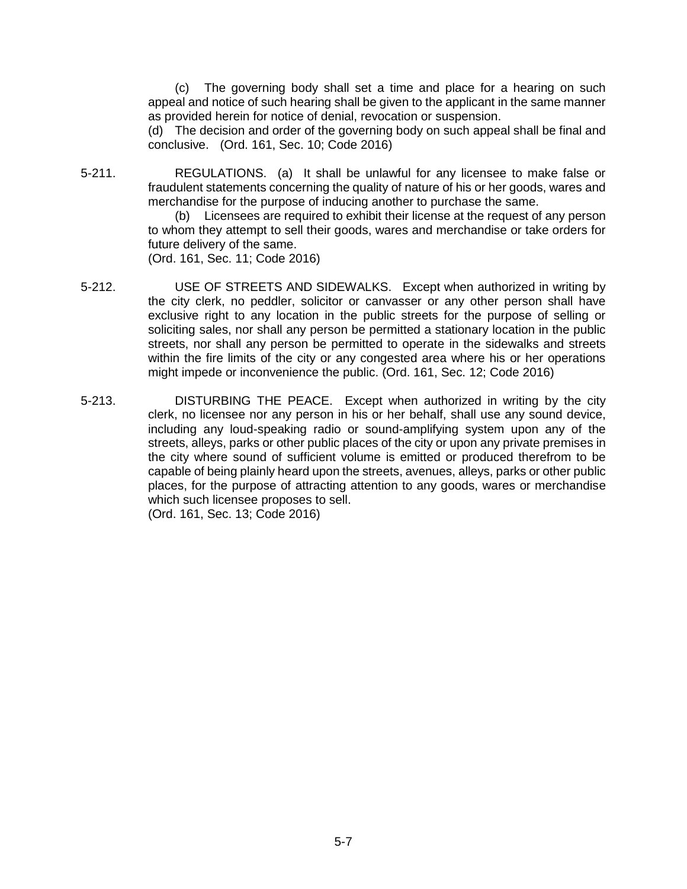(c) The governing body shall set a time and place for a hearing on such appeal and notice of such hearing shall be given to the applicant in the same manner as provided herein for notice of denial, revocation or suspension.

(d) The decision and order of the governing body on such appeal shall be final and conclusive. (Ord. 161, Sec. 10; Code 2016)

5-211. REGULATIONS. (a) It shall be unlawful for any licensee to make false or fraudulent statements concerning the quality of nature of his or her goods, wares and merchandise for the purpose of inducing another to purchase the same.

(b) Licensees are required to exhibit their license at the request of any person to whom they attempt to sell their goods, wares and merchandise or take orders for future delivery of the same.

(Ord. 161, Sec. 11; Code 2016)

5-212. USE OF STREETS AND SIDEWALKS. Except when authorized in writing by the city clerk, no peddler, solicitor or canvasser or any other person shall have exclusive right to any location in the public streets for the purpose of selling or soliciting sales, nor shall any person be permitted a stationary location in the public streets, nor shall any person be permitted to operate in the sidewalks and streets within the fire limits of the city or any congested area where his or her operations might impede or inconvenience the public. (Ord. 161, Sec. 12; Code 2016)

5-213. DISTURBING THE PEACE. Except when authorized in writing by the city clerk, no licensee nor any person in his or her behalf, shall use any sound device, including any loud-speaking radio or sound-amplifying system upon any of the streets, alleys, parks or other public places of the city or upon any private premises in the city where sound of sufficient volume is emitted or produced therefrom to be capable of being plainly heard upon the streets, avenues, alleys, parks or other public places, for the purpose of attracting attention to any goods, wares or merchandise which such licensee proposes to sell.

(Ord. 161, Sec. 13; Code 2016)